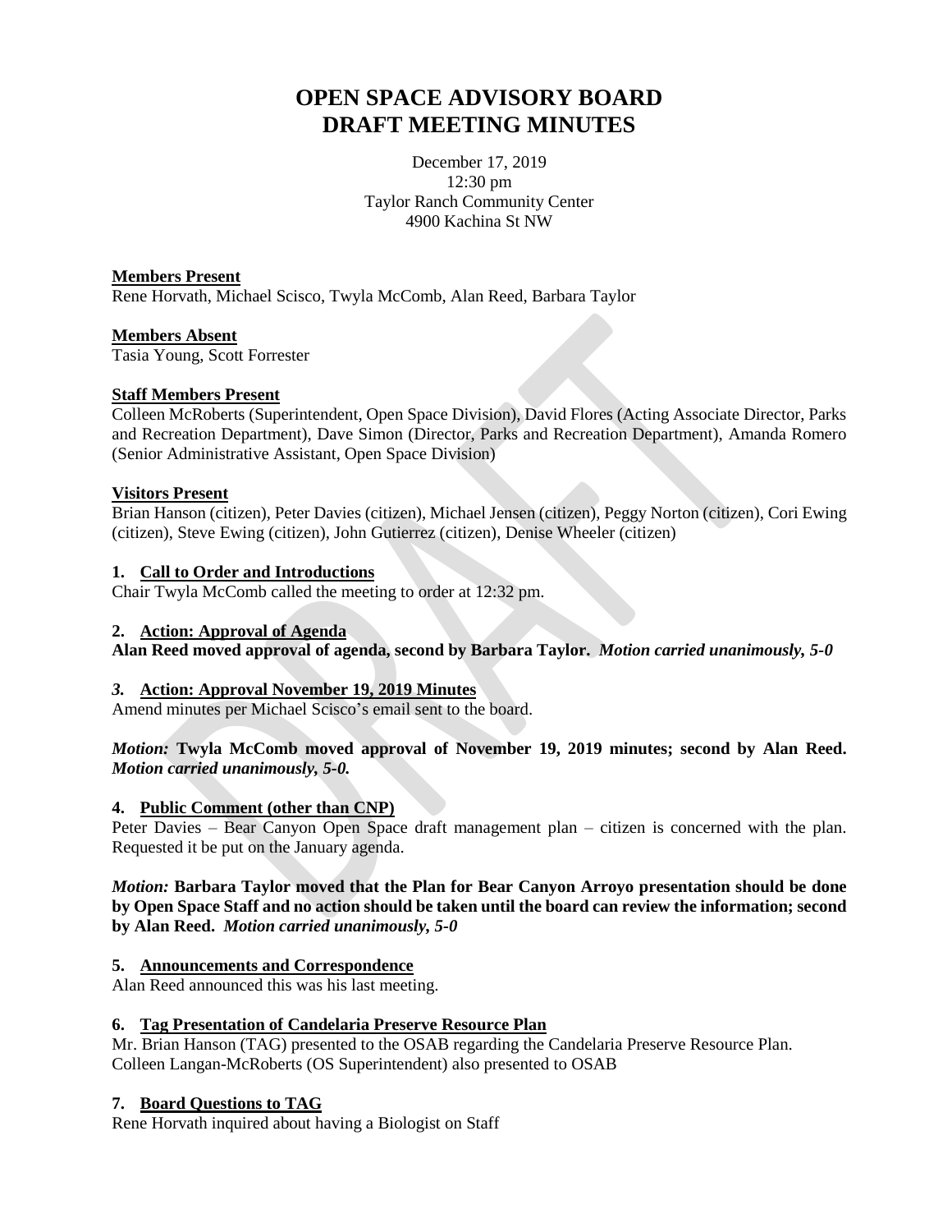# OPEN SPACE ADVISORY BOARD
# DRAFT MEETING MINUTES

December 17, 2019
12:30 pm
Taylor Ranch Community Center
4900 Kachina St NW

**Members Present**
Rene Horvath, Michael Scisco, Twyla McComb, Alan Reed, Barbara Taylor

**Members Absent**
Tasia Young, Scott Forrester

**Staff Members Present**
Colleen McRoberts (Superintendent, Open Space Division), David Flores (Acting Associate Director, Parks and Recreation Department), Dave Simon (Director, Parks and Recreation Department), Amanda Romero (Senior Administrative Assistant, Open Space Division)

**Visitors Present**
Brian Hanson (citizen), Peter Davies (citizen), Michael Jensen (citizen), Peggy Norton (citizen), Cori Ewing (citizen), Steve Ewing (citizen), John Gutierrez (citizen), Denise Wheeler (citizen)

**1. Call to Order and Introductions**
Chair Twyla McComb called the meeting to order at 12:32 pm.

**2. Action: Approval of Agenda**
**Alan Reed moved approval of agenda, second by Barbara Taylor.** ***Motion carried unanimously, 5-0***

***3.* Action: Approval November 19, 2019 Minutes**
Amend minutes per Michael Scisco's email sent to the board.

***Motion:* Twyla McComb moved approval of November 19, 2019 minutes; second by Alan Reed. *Motion carried unanimously, 5-0.***

**4. Public Comment (other than CNP)**
Peter Davies – Bear Canyon Open Space draft management plan – citizen is concerned with the plan. Requested it be put on the January agenda.

***Motion:* Barbara Taylor moved that the Plan for Bear Canyon Arroyo presentation should be done by Open Space Staff and no action should be taken until the board can review the information; second by Alan Reed. *Motion carried unanimously, 5-0***

**5. Announcements and Correspondence**
Alan Reed announced this was his last meeting.

**6. Tag Presentation of Candelaria Preserve Resource Plan**
Mr. Brian Hanson (TAG) presented to the OSAB regarding the Candelaria Preserve Resource Plan.
Colleen Langan-McRoberts (OS Superintendent) also presented to OSAB

**7. Board Questions to TAG**
Rene Horvath inquired about having a Biologist on Staff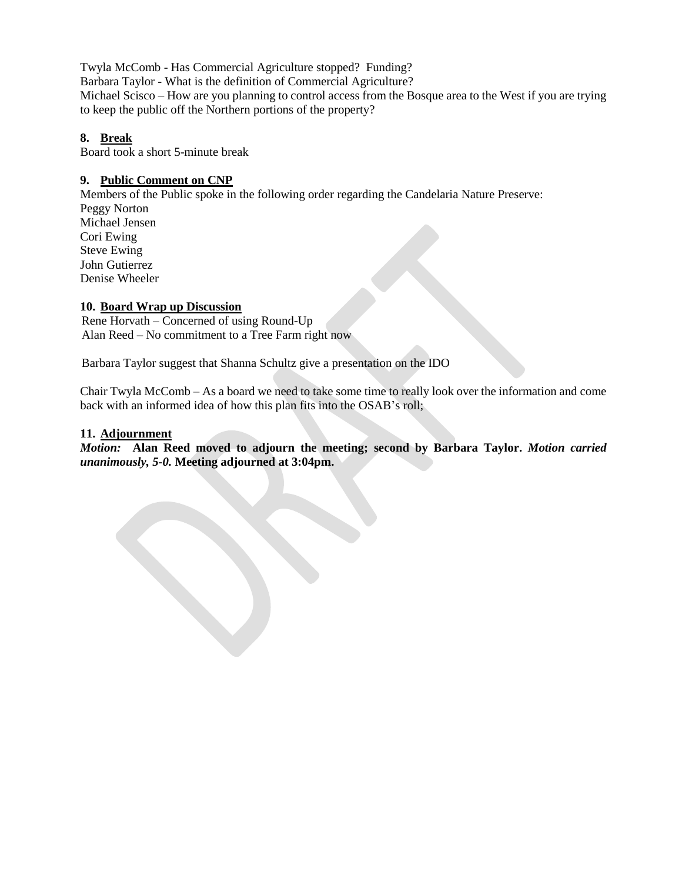Twyla McComb - Has Commercial Agriculture stopped?  Funding?
Barbara Taylor - What is the definition of Commercial Agriculture?
Michael Scisco – How are you planning to control access from the Bosque area to the West if you are trying to keep the public off the Northern portions of the property?

**8. Break**

Board took a short 5-minute break

**9. Public Comment on CNP**

Members of the Public spoke in the following order regarding the Candelaria Nature Preserve:
Peggy Norton
Michael Jensen
Cori Ewing
Steve Ewing
John Gutierrez
Denise Wheeler

**10. Board Wrap up Discussion**

Rene Horvath – Concerned of using Round-Up
Alan Reed – No commitment to a Tree Farm right now

Barbara Taylor suggest that Shanna Schultz give a presentation on the IDO

Chair Twyla McComb – As a board we need to take some time to really look over the information and come back with an informed idea of how this plan fits into the OSAB's roll;

**11. Adjournment**

***Motion:*** **Alan Reed moved to adjourn the meeting; second by Barbara Taylor.** ***Motion carried unanimously, 5-0.*** **Meeting adjourned at 3:04pm.**